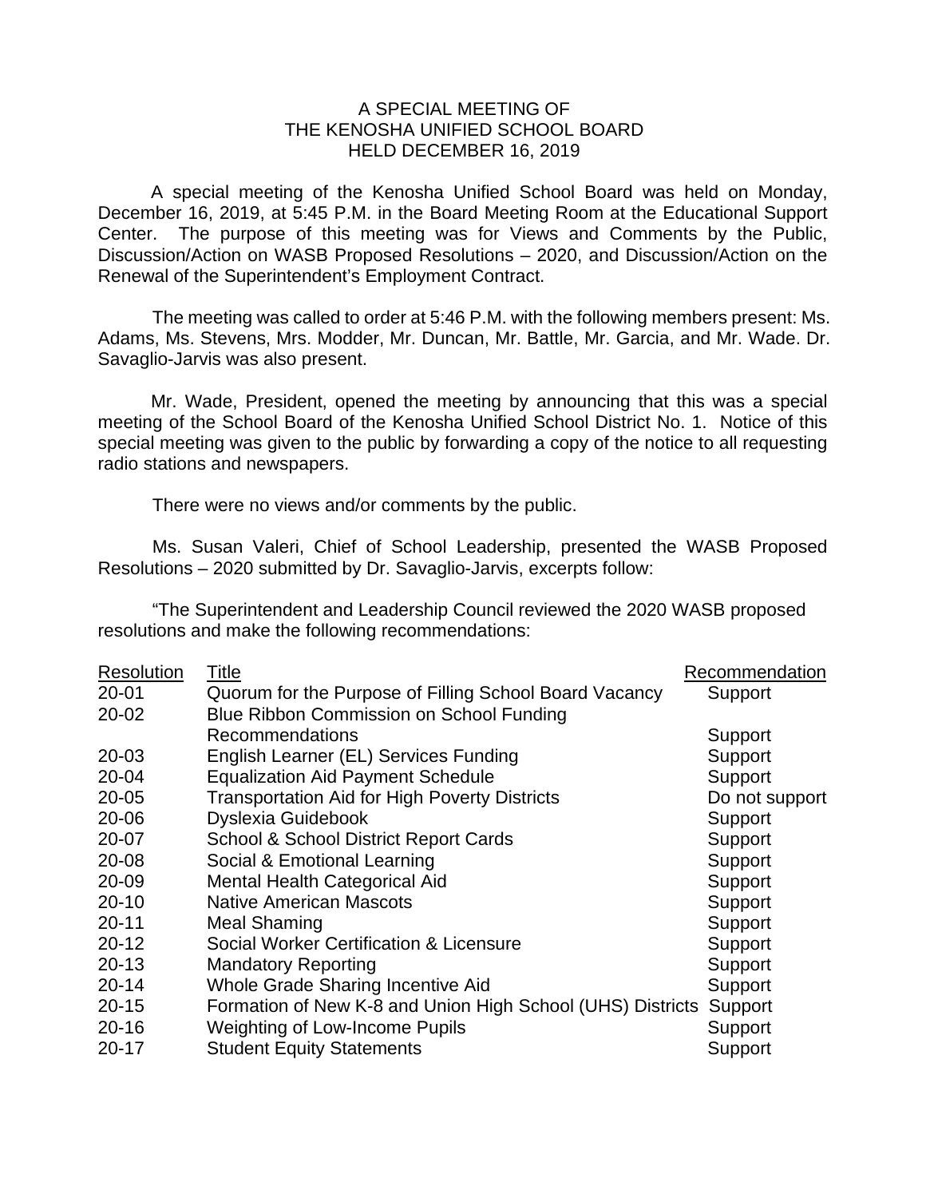# A SPECIAL MEETING OF
# THE KENOSHA UNIFIED SCHOOL BOARD
# HELD DECEMBER 16, 2019

A special meeting of the Kenosha Unified School Board was held on Monday, December 16, 2019, at 5:45 P.M. in the Board Meeting Room at the Educational Support Center. The purpose of this meeting was for Views and Comments by the Public, Discussion/Action on WASB Proposed Resolutions – 2020, and Discussion/Action on the Renewal of the Superintendent's Employment Contract.

The meeting was called to order at 5:46 P.M. with the following members present: Ms. Adams, Ms. Stevens, Mrs. Modder, Mr. Duncan, Mr. Battle, Mr. Garcia, and Mr. Wade. Dr. Savaglio-Jarvis was also present.

Mr. Wade, President, opened the meeting by announcing that this was a special meeting of the School Board of the Kenosha Unified School District No. 1. Notice of this special meeting was given to the public by forwarding a copy of the notice to all requesting radio stations and newspapers.

There were no views and/or comments by the public.

Ms. Susan Valeri, Chief of School Leadership, presented the WASB Proposed Resolutions – 2020 submitted by Dr. Savaglio-Jarvis, excerpts follow:

"The Superintendent and Leadership Council reviewed the 2020 WASB proposed resolutions and make the following recommendations:

| Resolution | Title | Recommendation |
|---|---|---|
| 20-01 | Quorum for the Purpose of Filling School Board Vacancy | Support |
| 20-02 | Blue Ribbon Commission on School Funding Recommendations | Support |
| 20-03 | English Learner (EL) Services Funding | Support |
| 20-04 | Equalization Aid Payment Schedule | Support |
| 20-05 | Transportation Aid for High Poverty Districts | Do not support |
| 20-06 | Dyslexia Guidebook | Support |
| 20-07 | School & School District Report Cards | Support |
| 20-08 | Social & Emotional Learning | Support |
| 20-09 | Mental Health Categorical Aid | Support |
| 20-10 | Native American Mascots | Support |
| 20-11 | Meal Shaming | Support |
| 20-12 | Social Worker Certification & Licensure | Support |
| 20-13 | Mandatory Reporting | Support |
| 20-14 | Whole Grade Sharing Incentive Aid | Support |
| 20-15 | Formation of New K-8 and Union High School (UHS) Districts | Support |
| 20-16 | Weighting of Low-Income Pupils | Support |
| 20-17 | Student Equity Statements | Support |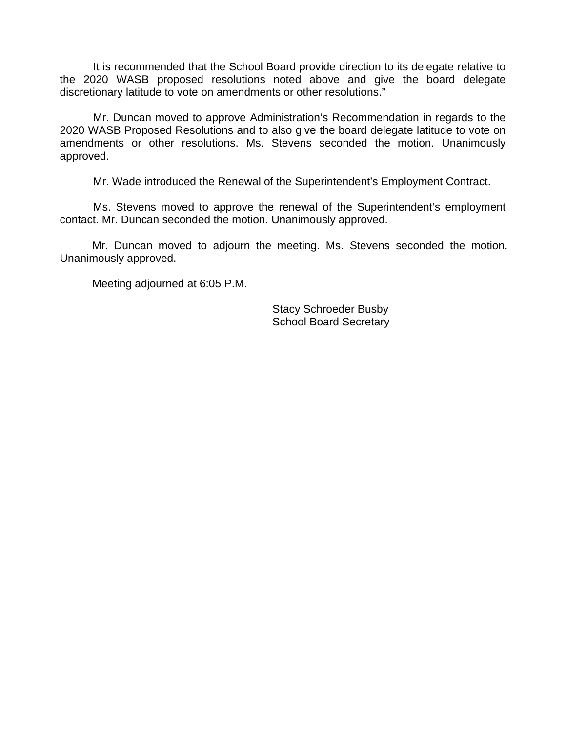It is recommended that the School Board provide direction to its delegate relative to the 2020 WASB proposed resolutions noted above and give the board delegate discretionary latitude to vote on amendments or other resolutions."

Mr. Duncan moved to approve Administration's Recommendation in regards to the 2020 WASB Proposed Resolutions and to also give the board delegate latitude to vote on amendments or other resolutions. Ms. Stevens seconded the motion. Unanimously approved.

Mr. Wade introduced the Renewal of the Superintendent's Employment Contract.

Ms. Stevens moved to approve the renewal of the Superintendent's employment contact. Mr. Duncan seconded the motion. Unanimously approved.

Mr. Duncan moved to adjourn the meeting. Ms. Stevens seconded the motion. Unanimously approved.

Meeting adjourned at 6:05 P.M.

Stacy Schroeder Busby
School Board Secretary